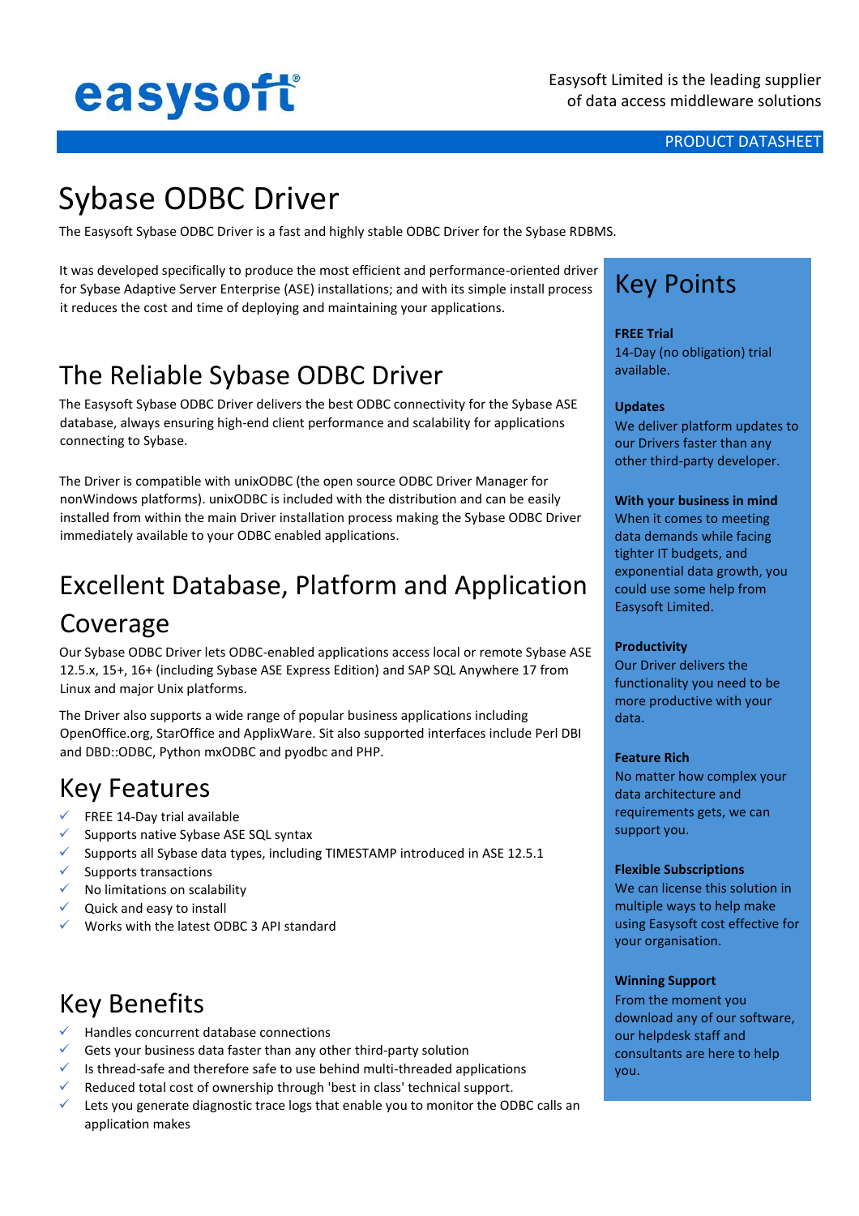easysoft®

Easysoft Limited is the leading supplier of data access middleware solutions

PRODUCT DATASHEET

# Sybase ODBC Driver

The Easysoft Sybase ODBC Driver is a fast and highly stable ODBC Driver for the Sybase RDBMS.

It was developed specifically to produce the most efficient and performance-oriented driver for Sybase Adaptive Server Enterprise (ASE) installations; and with its simple install process it reduces the cost and time of deploying and maintaining your applications.

## The Reliable Sybase ODBC Driver

The Easysoft Sybase ODBC Driver delivers the best ODBC connectivity for the Sybase ASE database, always ensuring high-end client performance and scalability for applications connecting to Sybase.

The Driver is compatible with unixODBC (the open source ODBC Driver Manager for nonWindows platforms). unixODBC is included with the distribution and can be easily installed from within the main Driver installation process making the Sybase ODBC Driver immediately available to your ODBC enabled applications.

## Excellent Database, Platform and Application Coverage

Our Sybase ODBC Driver lets ODBC-enabled applications access local or remote Sybase ASE 12.5.x, 15+, 16+ (including Sybase ASE Express Edition) and SAP SQL Anywhere 17 from Linux and major Unix platforms.

The Driver also supports a wide range of popular business applications including OpenOffice.org, StarOffice and ApplixWare. Sit also supported interfaces include Perl DBI and DBD::ODBC, Python mxODBC and pyodbc and PHP.

## Key Features

- FREE 14-Day trial available
- Supports native Sybase ASE SQL syntax
- Supports all Sybase data types, including TIMESTAMP introduced in ASE 12.5.1
- Supports transactions
- No limitations on scalability
- Quick and easy to install
- Works with the latest ODBC 3 API standard

## Key Benefits

- Handles concurrent database connections
- Gets your business data faster than any other third-party solution
- Is thread-safe and therefore safe to use behind multi-threaded applications
- Reduced total cost of ownership through 'best in class' technical support.
- Lets you generate diagnostic trace logs that enable you to monitor the ODBC calls an application makes

## Key Points

**FREE Trial**
14-Day (no obligation) trial available.

**Updates**
We deliver platform updates to our Drivers faster than any other third-party developer.

**With your business in mind**
When it comes to meeting data demands while facing tighter IT budgets, and exponential data growth, you could use some help from Easysoft Limited.

**Productivity**
Our Driver delivers the functionality you need to be more productive with your data.

**Feature Rich**
No matter how complex your data architecture and requirements gets, we can support you.

**Flexible Subscriptions**
We can license this solution in multiple ways to help make using Easysoft cost effective for your organisation.

**Winning Support**
From the moment you download any of our software, our helpdesk staff and consultants are here to help you.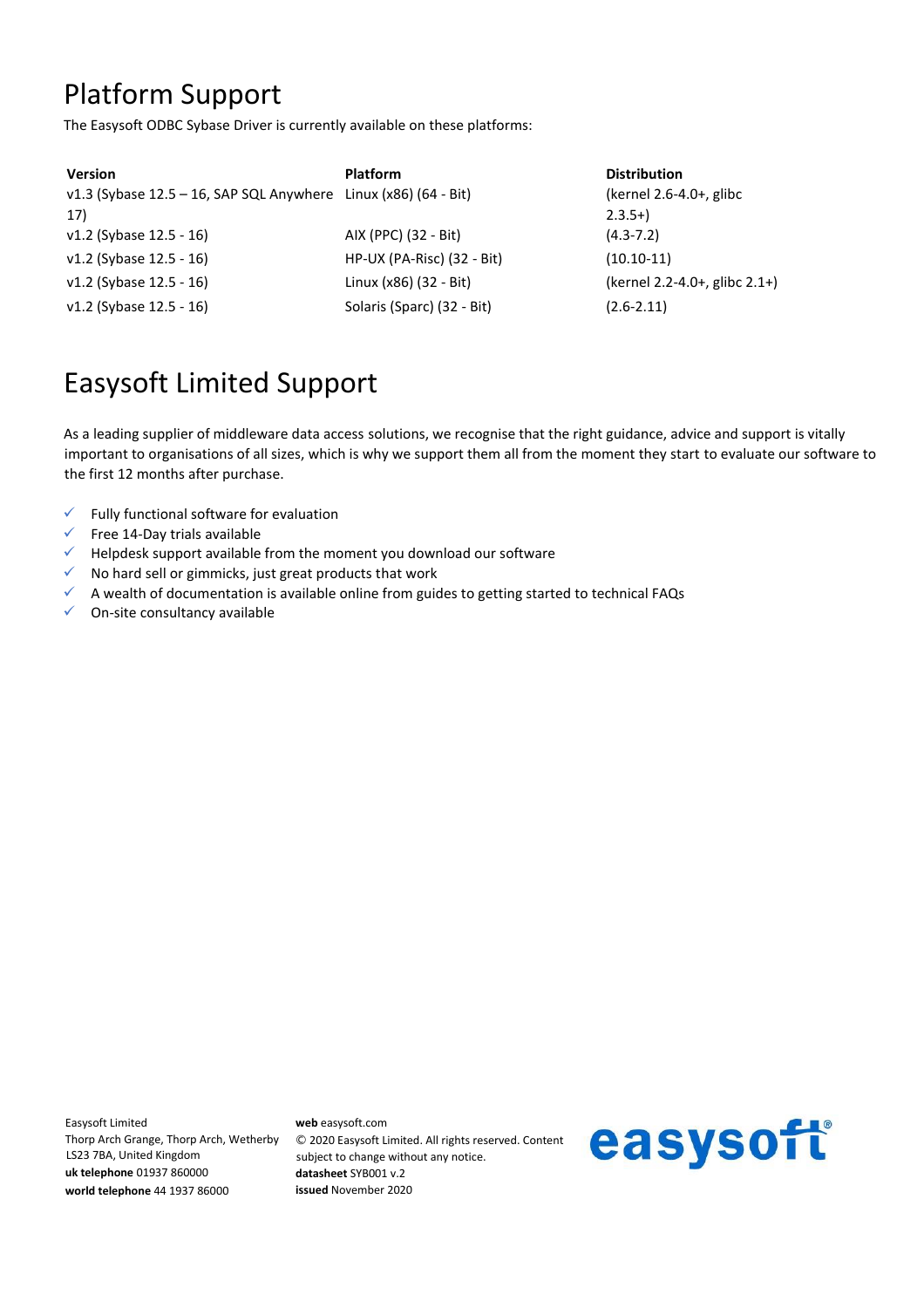# Platform Support

The Easysoft ODBC Sybase Driver is currently available on these platforms:

| Version | Platform | Distribution |
|---|---|---|
| v1.3 (Sybase 12.5 – 16, SAP SQL Anywhere 17) | Linux (x86) (64 - Bit) | (kernel 2.6-4.0+, glibc 2.3.5+) |
| v1.2 (Sybase 12.5 - 16) | AIX (PPC) (32 - Bit) | (4.3-7.2) |
| v1.2 (Sybase 12.5 - 16) | HP-UX (PA-Risc) (32 - Bit) | (10.10-11) |
| v1.2 (Sybase 12.5 - 16) | Linux (x86) (32 - Bit) | (kernel 2.2-4.0+, glibc 2.1+) |
| v1.2 (Sybase 12.5 - 16) | Solaris (Sparc) (32 - Bit) | (2.6-2.11) |

# Easysoft Limited Support

As a leading supplier of middleware data access solutions, we recognise that the right guidance, advice and support is vitally important to organisations of all sizes, which is why we support them all from the moment they start to evaluate our software to the first 12 months after purchase.

- ✓ Fully functional software for evaluation
- ✓ Free 14-Day trials available
- ✓ Helpdesk support available from the moment you download our software
- ✓ No hard sell or gimmicks, just great products that work
- ✓ A wealth of documentation is available online from guides to getting started to technical FAQs
- ✓ On-site consultancy available

Easysoft Limited
Thorp Arch Grange, Thorp Arch, Wetherby
LS23 7BA, United Kingdom
**uk telephone** 01937 860000
**world telephone** 44 1937 86000

**web** easysoft.com
© 2020 Easysoft Limited. All rights reserved. Content subject to change without any notice.
**datasheet** SYB001 v.2
**issued** November 2020

easysoft®